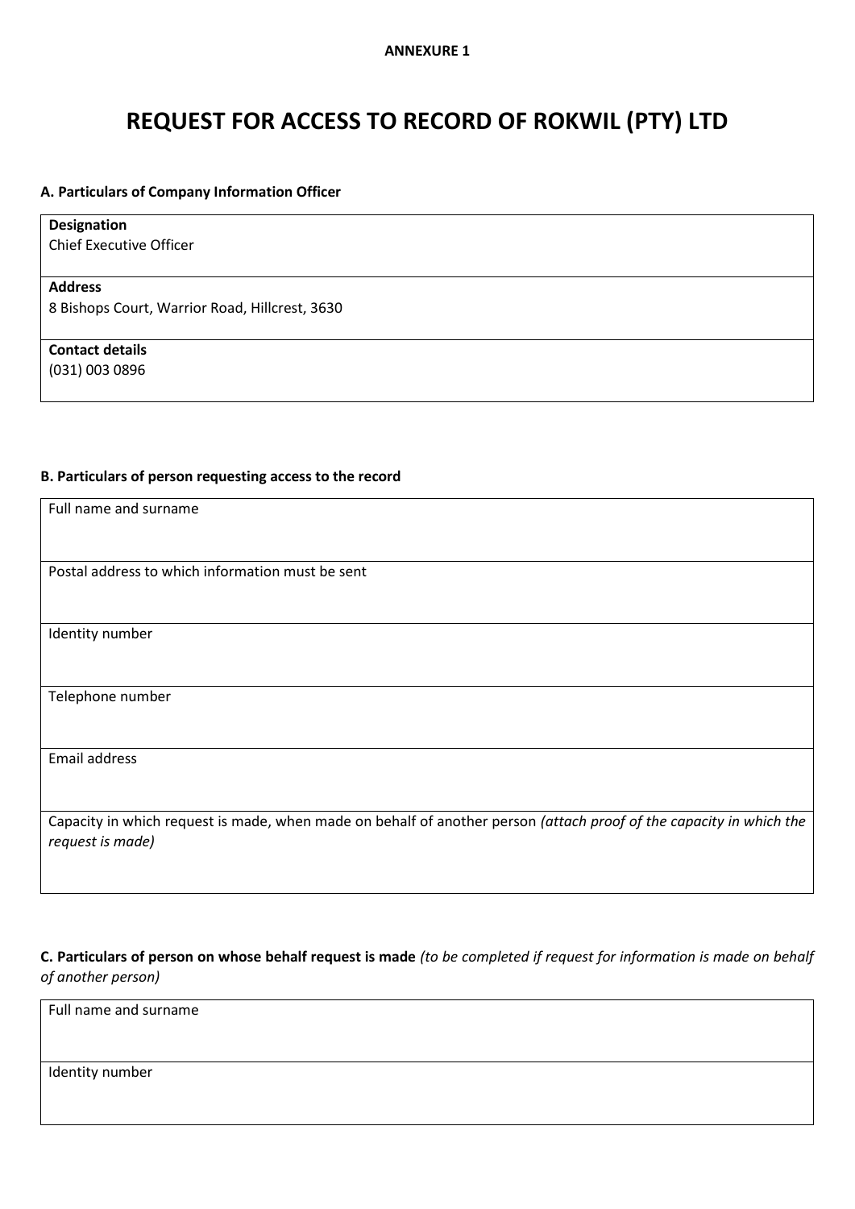**ANNEXURE 1**

# REQUEST FOR ACCESS TO RECORD OF ROKWIL (PTY) LTD

### A. Particulars of Company Information Officer

| |
|---|
| **Designation**<br>Chief Executive Officer |
| **Address**<br>8 Bishops Court, Warrior Road, Hillcrest, 3630 |
| **Contact details**<br>(031) 003 0896 |

### B. Particulars of person requesting access to the record

| |
|---|
| Full name and surname |
| Postal address to which information must be sent |
| Identity number |
| Telephone number |
| Email address |
| Capacity in which request is made, when made on behalf of another person *(attach proof of the capacity in which the request is made)* |

### C. Particulars of person on whose behalf request is made *(to be completed if request for information is made on behalf of another person)*

| |
|---|
| Full name and surname |
| Identity number |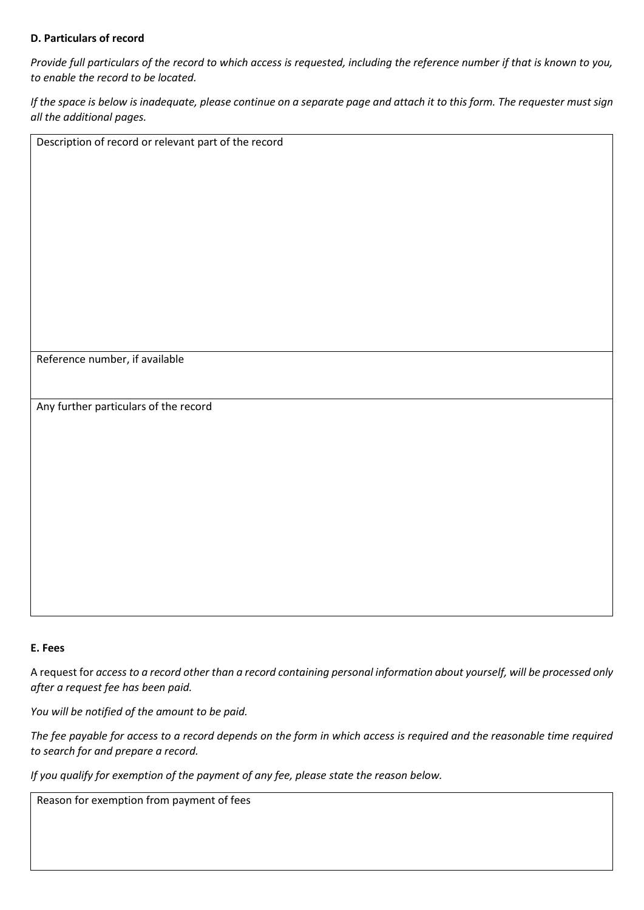**D. Particulars of record**

*Provide full particulars of the record to which access is requested, including the reference number if that is known to you, to enable the record to be located.*

*If the space is below is inadequate, please continue on a separate page and attach it to this form. The requester must sign all the additional pages.*

| Description of record or relevant part of the record |
| --- |
| Reference number, if available |
| Any further particulars of the record |

**E. Fees**

A request for *access to a record other than a record containing personal information about yourself, will be processed only after a request fee has been paid.*

*You will be notified of the amount to be paid.*

*The fee payable for access to a record depends on the form in which access is required and the reasonable time required to search for and prepare a record.*

*If you qualify for exemption of the payment of any fee, please state the reason below.*

| Reason for exemption from payment of fees |
| --- |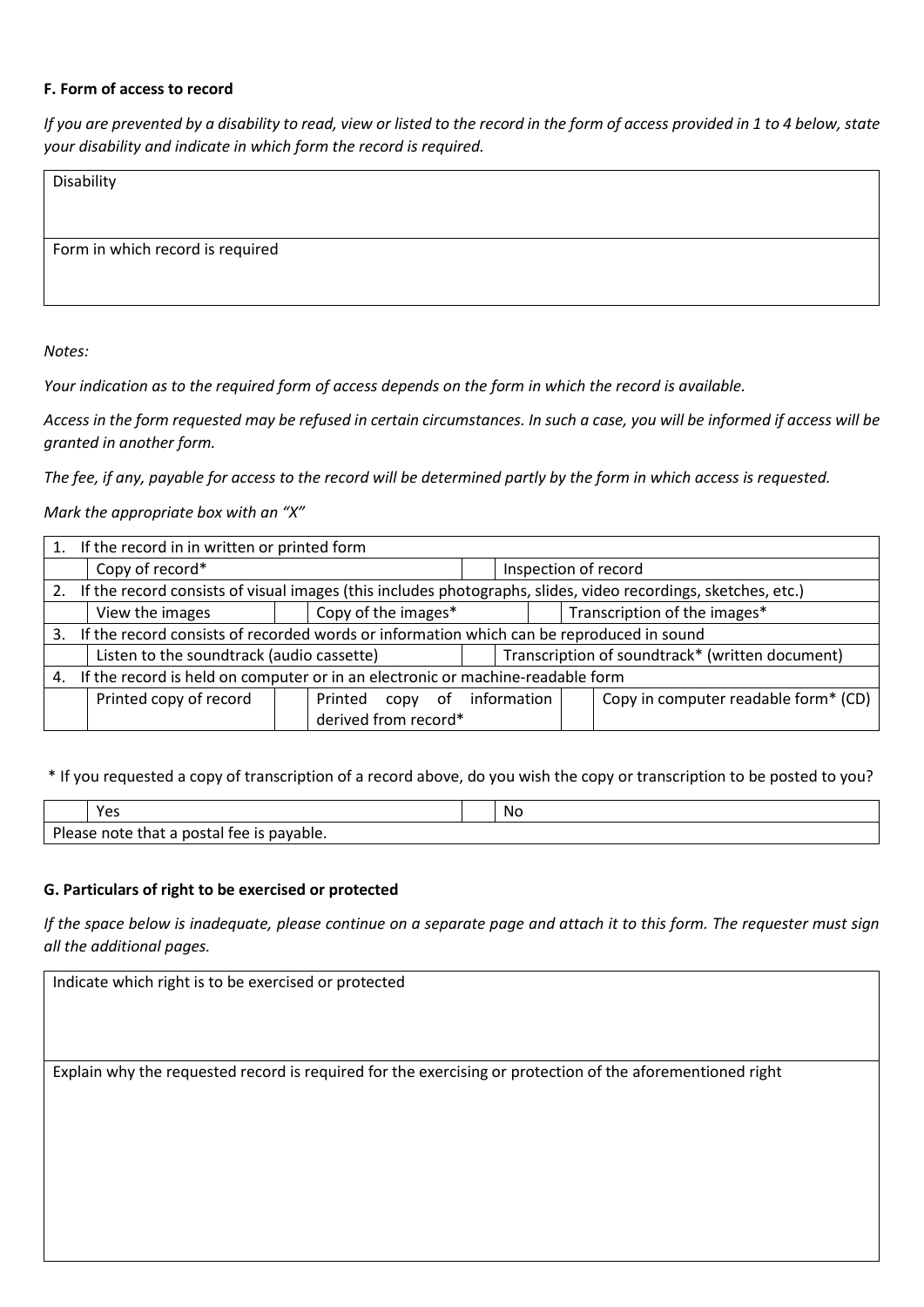**F. Form of access to record**

*If you are prevented by a disability to read, view or listed to the record in the form of access provided in 1 to 4 below, state your disability and indicate in which form the record is required.*

| Disability |
|---|
| Form in which record is required |

*Notes:*

*Your indication as to the required form of access depends on the form in which the record is available.*

*Access in the form requested may be refused in certain circumstances. In such a case, you will be informed if access will be granted in another form.*

*The fee, if any, payable for access to the record will be determined partly by the form in which access is requested.*

*Mark the appropriate box with an "X"*

| | | | | | |
|---|---|---|---|---|---|
| 1. If the record in in written or printed form | | | | | |
| | Copy of record* | | Inspection of record | | |
| 2. If the record consists of visual images (this includes photographs, slides, video recordings, sketches, etc.) | | | | | |
| | View the images | | Copy of the images* | | Transcription of the images* |
| 3. If the record consists of recorded words or information which can be reproduced in sound | | | | | |
| | Listen to the soundtrack (audio cassette) | | Transcription of soundtrack* (written document) | | |
| 4. If the record is held on computer or in an electronic or machine-readable form | | | | | |
| | Printed copy of record | | Printed copy of information derived from record* | | Copy in computer readable form* (CD) |

\* If you requested a copy of transcription of a record above, do you wish the copy or transcription to be posted to you?

| | | | |
|---|---|---|---|
| | Yes | | No |
| Please note that a postal fee is payable. | | | |

**G. Particulars of right to be exercised or protected**

*If the space below is inadequate, please continue on a separate page and attach it to this form. The requester must sign all the additional pages.*

| Indicate which right is to be exercised or protected |
|---|
| Explain why the requested record is required for the exercising or protection of the aforementioned right |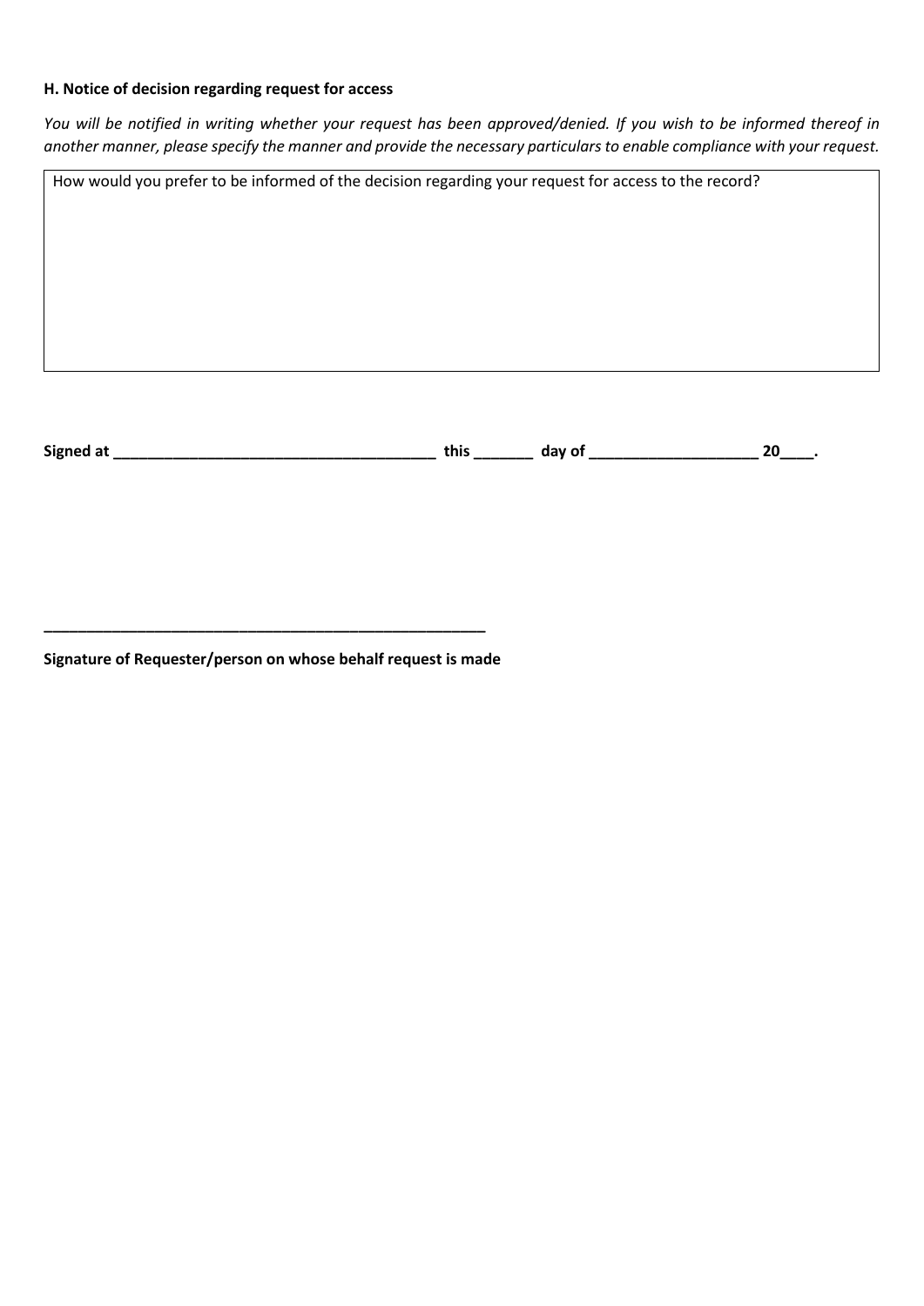**H. Notice of decision regarding request for access**

*You will be notified in writing whether your request has been approved/denied. If you wish to be informed thereof in another manner, please specify the manner and provide the necessary particulars to enable compliance with your request.*

| How would you prefer to be informed of the decision regarding your request for access to the record? |
| --- |
| |

**Signed at \_\_\_\_\_\_\_\_\_\_\_\_\_\_\_\_\_\_\_\_\_\_\_\_\_\_\_\_\_\_\_\_\_\_\_\_\_\_\_ this \_\_\_\_\_\_\_ day of \_\_\_\_\_\_\_\_\_\_\_\_\_\_\_\_\_\_\_\_ 20\_\_\_\_.**

\_\_\_\_\_\_\_\_\_\_\_\_\_\_\_\_\_\_\_\_\_\_\_\_\_\_\_\_\_\_\_\_\_\_\_\_\_\_\_\_\_\_\_\_\_\_\_\_\_\_\_\_\_

**Signature of Requester/person on whose behalf request is made**